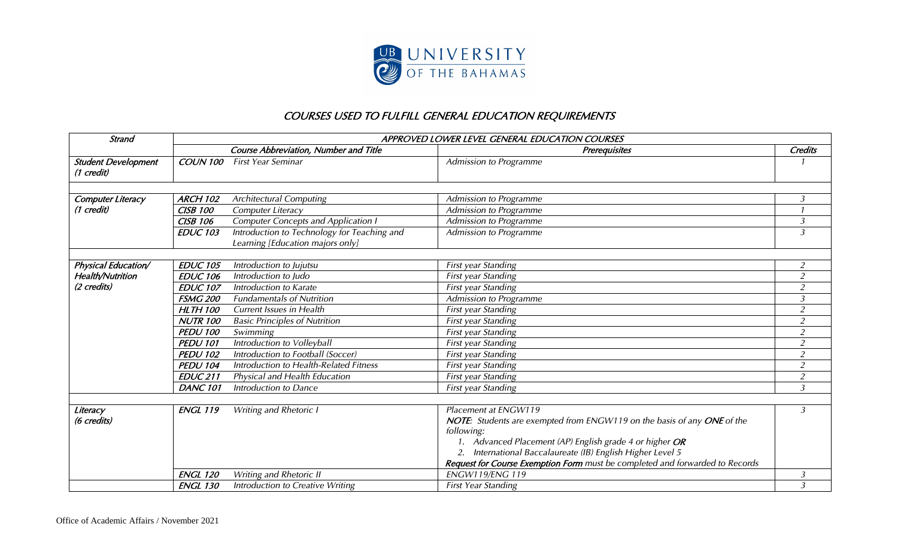# COURSES USED TO FULFILL GENERAL EDUCATION REQUIREMENTS

| *Strand* | *APPROVED LOWER LEVEL GENERAL EDUCATION COURSES* | | | |
|---|---|---|---|---|
| | *Course Abbreviation, Number and Title* | | *Prerequisites* | *Credits* |
| ***Student Development*** *(1 credit)* | ***COUN 100*** | *First Year Seminar* | *Admission to Programme* | *1* |
| ***Computer Literacy*** *(1 credit)* | ***ARCH 102*** | *Architectural Computing* | *Admission to Programme* | *3* |
| | ***CISB 100*** | *Computer Literacy* | *Admission to Programme* | *1* |
| | ***CISB 106*** | *Computer Concepts and Application I* | *Admission to Programme* | *3* |
| | ***EDUC 103*** | *Introduction to Technology for Teaching and Learning [Education majors only]* | *Admission to Programme* | *3* |
| ***Physical Education/ Health/Nutrition*** *(2 credits)* | ***EDUC 105*** | *Introduction to Jujutsu* | *First year Standing* | *2* |
| | ***EDUC 106*** | *Introduction to Judo* | *First year Standing* | *2* |
| | ***EDUC 107*** | *Introduction to Karate* | *First year Standing* | *2* |
| | ***FSMG 200*** | *Fundamentals of Nutrition* | *Admission to Programme* | *3* |
| | ***HLTH 100*** | *Current Issues in Health* | *First year Standing* | *2* |
| | ***NUTR 100*** | *Basic Principles of Nutrition* | *First year Standing* | *2* |
| | ***PEDU 100*** | *Swimming* | *First year Standing* | *2* |
| | ***PEDU 101*** | *Introduction to Volleyball* | *First year Standing* | *2* |
| | ***PEDU 102*** | *Introduction to Football (Soccer)* | *First year Standing* | *2* |
| | ***PEDU 104*** | *Introduction to Health-Related Fitness* | *First year Standing* | *2* |
| | ***EDUC 211*** | *Physical and Health Education* | *First year Standing* | *2* |
| | ***DANC 101*** | *Introduction to Dance* | *First year Standing* | *3* |
| ***Literacy*** *(6 credits)* | ***ENGL 119*** | *Writing and Rhetoric I* | *Placement at ENGW119* ***NOTE:*** *Students are exempted from ENGW119 on the basis of any* ***ONE*** *of the following: 1. Advanced Placement (AP) English grade 4 or higher* ***OR*** *2. International Baccalaureate (IB) English Higher Level 5* ***Request for Course Exemption Form*** *must be completed and forwarded to Records* | *3* |
| | ***ENGL 120*** | *Writing and Rhetoric II* | *ENGW119/ENG 119* | *3* |
| | ***ENGL 130*** | *Introduction to Creative Writing* | *First Year Standing* | *3* |

Office of Academic Affairs / November 2021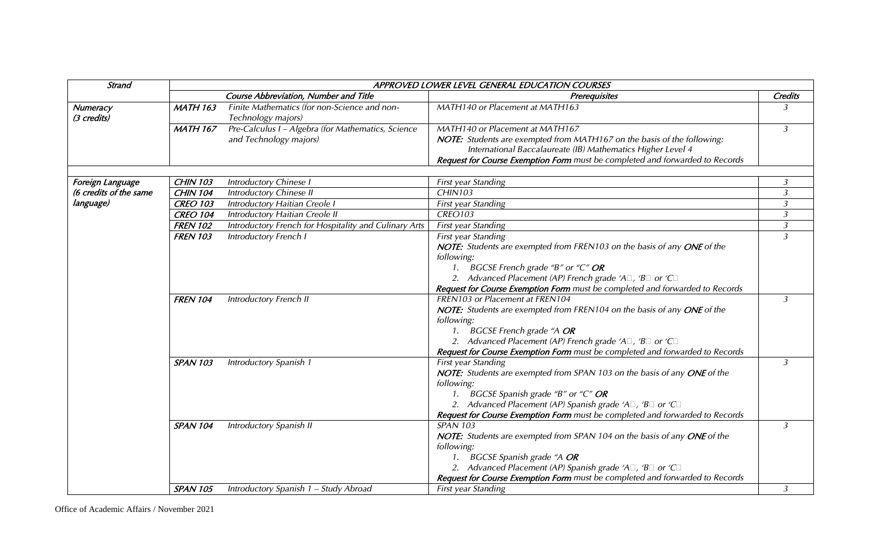| Strand | APPROVED LOWER LEVEL GENERAL EDUCATION COURSES | | | |
|---|---|---|---|---|
| | Course Abbreviation, Number and Title | | Prerequisites | Credits |
| Numeracy (3 credits) | **MATH 163** | Finite Mathematics (for non-Science and non-Technology majors) | MATH140 or Placement at MATH163 | 3 |
| | **MATH 167** | Pre-Calculus I – Algebra (for Mathematics, Science and Technology majors) | MATH140 or Placement at MATH167<br>**NOTE:** Students are exempted from MATH167 on the basis of the following:<br>International Baccalaureate (IB) Mathematics Higher Level 4<br>**Request for Course Exemption Form** must be completed and forwarded to Records | 3 |
| | | | | |
| Foreign Language (6 credits of the same language) | **CHIN 103** | Introductory Chinese I | First year Standing | 3 |
| | **CHIN 104** | Introductory Chinese II | CHIN103 | 3 |
| | **CREO 103** | Introductory Haitian Creole I | First year Standing | 3 |
| | **CREO 104** | Introductory Haitian Creole II | CREO103 | 3 |
| | **FREN 102** | Introductory French for Hospitality and Culinary Arts | First year Standing | 3 |
| | **FREN 103** | Introductory French I | First year Standing<br>**NOTE:** Students are exempted from FREN103 on the basis of any **ONE** of the following:<br>1. BGCSE French grade "B" or "C" **OR**<br>2. Advanced Placement (AP) French grade 'A', 'B' or 'C'<br>**Request for Course Exemption Form** must be completed and forwarded to Records | 3 |
| | **FREN 104** | Introductory French II | FREN103 or Placement at FREN104<br>**NOTE:** Students are exempted from FREN104 on the basis of any **ONE** of the following:<br>1. BGCSE French grade "A **OR**<br>2. Advanced Placement (AP) French grade 'A', 'B' or 'C'<br>**Request for Course Exemption Form** must be completed and forwarded to Records | 3 |
| | **SPAN 103** | Introductory Spanish 1 | First year Standing<br>**NOTE:** Students are exempted from SPAN 103 on the basis of any **ONE** of the following:<br>1. BGCSE Spanish grade "B" or "C" **OR**<br>2. Advanced Placement (AP) Spanish grade 'A', 'B' or 'C'<br>**Request for Course Exemption Form** must be completed and forwarded to Records | 3 |
| | **SPAN 104** | Introductory Spanish II | SPAN 103<br>**NOTE:** Students are exempted from SPAN 104 on the basis of any **ONE** of the following:<br>1. BGCSE Spanish grade "A **OR**<br>2. Advanced Placement (AP) Spanish grade 'A', 'B' or 'C'<br>**Request for Course Exemption Form** must be completed and forwarded to Records | 3 |
| | **SPAN 105** | Introductory Spanish 1 – Study Abroad | First year Standing | 3 |

Office of Academic Affairs / November 2021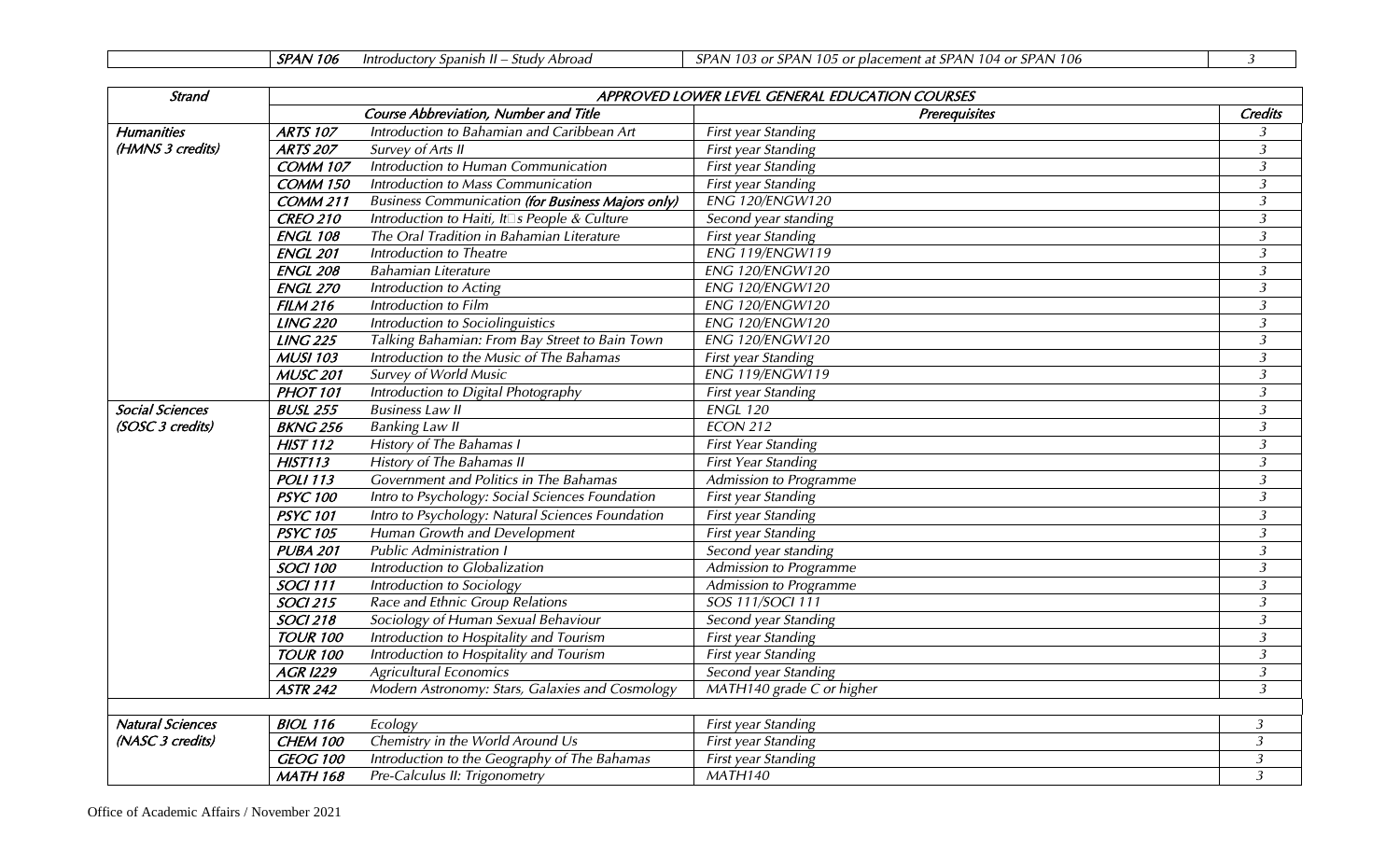| | SPAN 106 | Introductory Spanish II – Study Abroad | SPAN 103 or SPAN 105 or placement at SPAN 104 or SPAN 106 | 3 |
|---|---|---|---|---|

| Strand | APPROVED LOWER LEVEL GENERAL EDUCATION COURSES | | | |
|---|---|---|---|---|
| | Course Abbreviation, Number and Title | | Prerequisites | Credits |
| Humanities (HMNS 3 credits) | ARTS 107 | Introduction to Bahamian and Caribbean Art | First year Standing | 3 |
| | ARTS 207 | Survey of Arts II | First year Standing | 3 |
| | COMM 107 | Introduction to Human Communication | First year Standing | 3 |
| | COMM 150 | Introduction to Mass Communication | First year Standing | 3 |
| | COMM 211 | Business Communication (for Business Majors only) | ENG 120/ENGW120 | 3 |
| | CREO 210 | Introduction to Haiti, It□s People & Culture | Second year standing | 3 |
| | ENGL 108 | The Oral Tradition in Bahamian Literature | First year Standing | 3 |
| | ENGL 201 | Introduction to Theatre | ENG 119/ENGW119 | 3 |
| | ENGL 208 | Bahamian Literature | ENG 120/ENGW120 | 3 |
| | ENGL 270 | Introduction to Acting | ENG 120/ENGW120 | 3 |
| | FILM 216 | Introduction to Film | ENG 120/ENGW120 | 3 |
| | LING 220 | Introduction to Sociolinguistics | ENG 120/ENGW120 | 3 |
| | LING 225 | Talking Bahamian: From Bay Street to Bain Town | ENG 120/ENGW120 | 3 |
| | MUSI 103 | Introduction to the Music of The Bahamas | First year Standing | 3 |
| | MUSC 201 | Survey of World Music | ENG 119/ENGW119 | 3 |
| | PHOT 101 | Introduction to Digital Photography | First year Standing | 3 |
| Social Sciences (SOSC 3 credits) | BUSL 255 | Business Law II | ENGL 120 | 3 |
| | BKNG 256 | Banking Law II | ECON 212 | 3 |
| | HIST 112 | History of The Bahamas I | First Year Standing | 3 |
| | HIST113 | History of The Bahamas II | First Year Standing | 3 |
| | POLI 113 | Government and Politics in The Bahamas | Admission to Programme | 3 |
| | PSYC 100 | Intro to Psychology: Social Sciences Foundation | First year Standing | 3 |
| | PSYC 101 | Intro to Psychology: Natural Sciences Foundation | First year Standing | 3 |
| | PSYC 105 | Human Growth and Development | First year Standing | 3 |
| | PUBA 201 | Public Administration I | Second year standing | 3 |
| | SOCI 100 | Introduction to Globalization | Admission to Programme | 3 |
| | SOCI 111 | Introduction to Sociology | Admission to Programme | 3 |
| | SOCI 215 | Race and Ethnic Group Relations | SOS 111/SOCI 111 | 3 |
| | SOCI 218 | Sociology of Human Sexual Behaviour | Second year Standing | 3 |
| | TOUR 100 | Introduction to Hospitality and Tourism | First year Standing | 3 |
| | TOUR 100 | Introduction to Hospitality and Tourism | First year Standing | 3 |
| | AGR I229 | Agricultural Economics | Second year Standing | 3 |
| | ASTR 242 | Modern Astronomy: Stars, Galaxies and Cosmology | MATH140 grade C or higher | 3 |
| | | | | |
| Natural Sciences (NASC 3 credits) | BIOL 116 | Ecology | First year Standing | 3 |
| | CHEM 100 | Chemistry in the World Around Us | First year Standing | 3 |
| | GEOG 100 | Introduction to the Geography of The Bahamas | First year Standing | 3 |
| | MATH 168 | Pre-Calculus II: Trigonometry | MATH140 | 3 |

Office of Academic Affairs / November 2021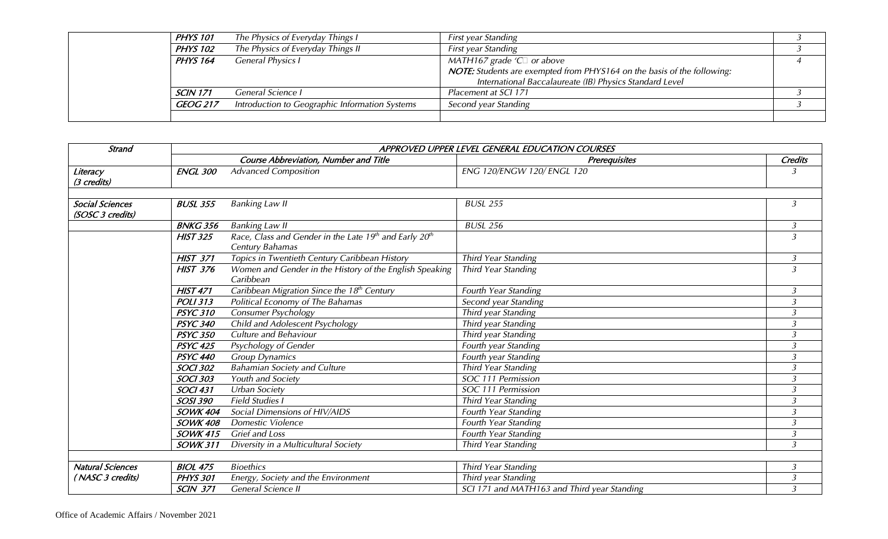| | | | |
|---|---|---|---|
| | ***PHYS 101*** *The Physics of Everyday Things I* | *First year Standing* | *3* |
| | ***PHYS 102*** *The Physics of Everyday Things II* | *First year Standing* | *3* |
| | ***PHYS 164*** *General Physics I* | *MATH167 grade 'C' or above*<br>***NOTE:*** *Students are exempted from PHYS164 on the basis of the following:*<br>*International Baccalaureate (IB) Physics Standard Level* | *4* |
| | ***SCIN 171*** *General Science I* | *Placement at SCI 171* | *3* |
| | ***GEOG 217*** *Introduction to Geographic Information Systems* | *Second year Standing* | *3* |
| | | | |

| *Strand* | ***APPROVED UPPER LEVEL GENERAL EDUCATION COURSES*** | | |
|---|---|---|---|
| | ***Course Abbreviation, Number and Title*** | ***Prerequisites*** | ***Credits*** |
| *Literacy (3 credits)* | ***ENGL 300*** *Advanced Composition* | *ENG 120/ENGW 120/ ENGL 120* | *3* |
| | | | |
| ***Social Sciences (SOSC 3 credits)*** | ***BUSL 355*** *Banking Law II* | *BUSL 255* | *3* |
| | ***BNKG 356*** *Banking Law II* | *BUSL 256* | *3* |
| | ***HIST 325*** *Race, Class and Gender in the Late 19th and Early 20th Century Bahamas* | | *3* |
| | ***HIST 371*** *Topics in Twentieth Century Caribbean History* | *Third Year Standing* | *3* |
| | ***HIST 376*** *Women and Gender in the History of the English Speaking Caribbean* | *Third Year Standing* | *3* |
| | ***HIST 471*** *Caribbean Migration Since the 18th Century* | *Fourth Year Standing* | *3* |
| | ***POLI 313*** *Political Economy of The Bahamas* | *Second year Standing* | *3* |
| | ***PSYC 310*** *Consumer Psychology* | *Third year Standing* | *3* |
| | ***PSYC 340*** *Child and Adolescent Psychology* | *Third year Standing* | *3* |
| | ***PSYC 350*** *Culture and Behaviour* | *Third year Standing* | *3* |
| | ***PSYC 425*** *Psychology of Gender* | *Fourth year Standing* | *3* |
| | ***PSYC 440*** *Group Dynamics* | *Fourth year Standing* | *3* |
| | ***SOCI 302*** *Bahamian Society and Culture* | *Third Year Standing* | *3* |
| | ***SOCI 303*** *Youth and Society* | *SOC 111 Permission* | *3* |
| | ***SOCI 431*** *Urban Society* | *SOC 111 Permission* | *3* |
| | ***SOSI 390*** *Field Studies I* | *Third Year Standing* | *3* |
| | ***SOWK 404*** *Social Dimensions of HIV/AIDS* | *Fourth Year Standing* | *3* |
| | ***SOWK 408*** *Domestic Violence* | *Fourth Year Standing* | *3* |
| | ***SOWK 415*** *Grief and Loss* | *Fourth Year Standing* | *3* |
| | ***SOWK 311*** *Diversity in a Multicultural Society* | *Third Year Standing* | *3* |
| | | | |
| ***Natural Sciences (NASC 3 credits)*** | ***BIOL 475*** *Bioethics* | *Third Year Standing* | *3* |
| | ***PHYS 301*** *Energy, Society and the Environment* | *Third year Standing* | *3* |
| | ***SCIN 371*** *General Science II* | *SCI 171 and MATH163 and Third year Standing* | *3* |

Office of Academic Affairs / November 2021